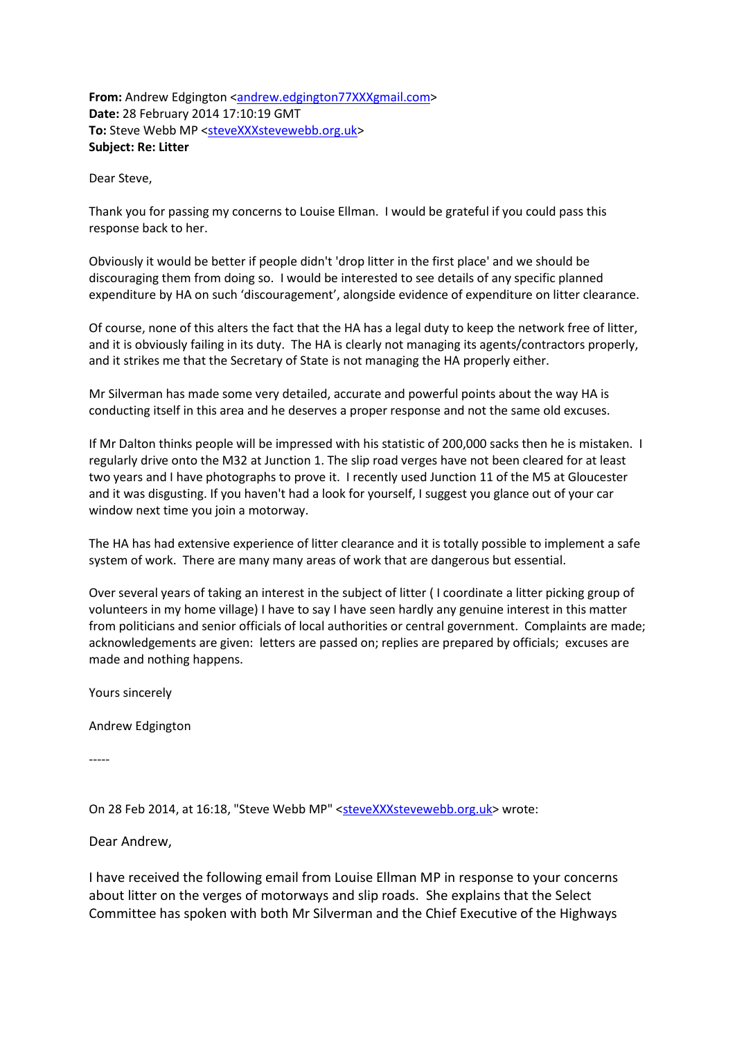**From:** Andrew Edgington <andrew.edgington77XXXgmail.com>
**Date:** 28 February 2014 17:10:19 GMT
**To:** Steve Webb MP <steveXXXstevewebb.org.uk>
**Subject: Re: Litter**

Dear Steve,

Thank you for passing my concerns to Louise Ellman. I would be grateful if you could pass this response back to her.

Obviously it would be better if people didn't 'drop litter in the first place' and we should be discouraging them from doing so. I would be interested to see details of any specific planned expenditure by HA on such 'discouragement', alongside evidence of expenditure on litter clearance.

Of course, none of this alters the fact that the HA has a legal duty to keep the network free of litter, and it is obviously failing in its duty. The HA is clearly not managing its agents/contractors properly, and it strikes me that the Secretary of State is not managing the HA properly either.

Mr Silverman has made some very detailed, accurate and powerful points about the way HA is conducting itself in this area and he deserves a proper response and not the same old excuses.

If Mr Dalton thinks people will be impressed with his statistic of 200,000 sacks then he is mistaken. I regularly drive onto the M32 at Junction 1. The slip road verges have not been cleared for at least two years and I have photographs to prove it. I recently used Junction 11 of the M5 at Gloucester and it was disgusting. If you haven't had a look for yourself, I suggest you glance out of your car window next time you join a motorway.

The HA has had extensive experience of litter clearance and it is totally possible to implement a safe system of work. There are many many areas of work that are dangerous but essential.

Over several years of taking an interest in the subject of litter ( I coordinate a litter picking group of volunteers in my home village) I have to say I have seen hardly any genuine interest in this matter from politicians and senior officials of local authorities or central government. Complaints are made; acknowledgements are given: letters are passed on; replies are prepared by officials; excuses are made and nothing happens.

Yours sincerely

Andrew Edgington

-----

On 28 Feb 2014, at 16:18, "Steve Webb MP" <steveXXXstevewebb.org.uk> wrote:

Dear Andrew,

I have received the following email from Louise Ellman MP in response to your concerns about litter on the verges of motorways and slip roads. She explains that the Select Committee has spoken with both Mr Silverman and the Chief Executive of the Highways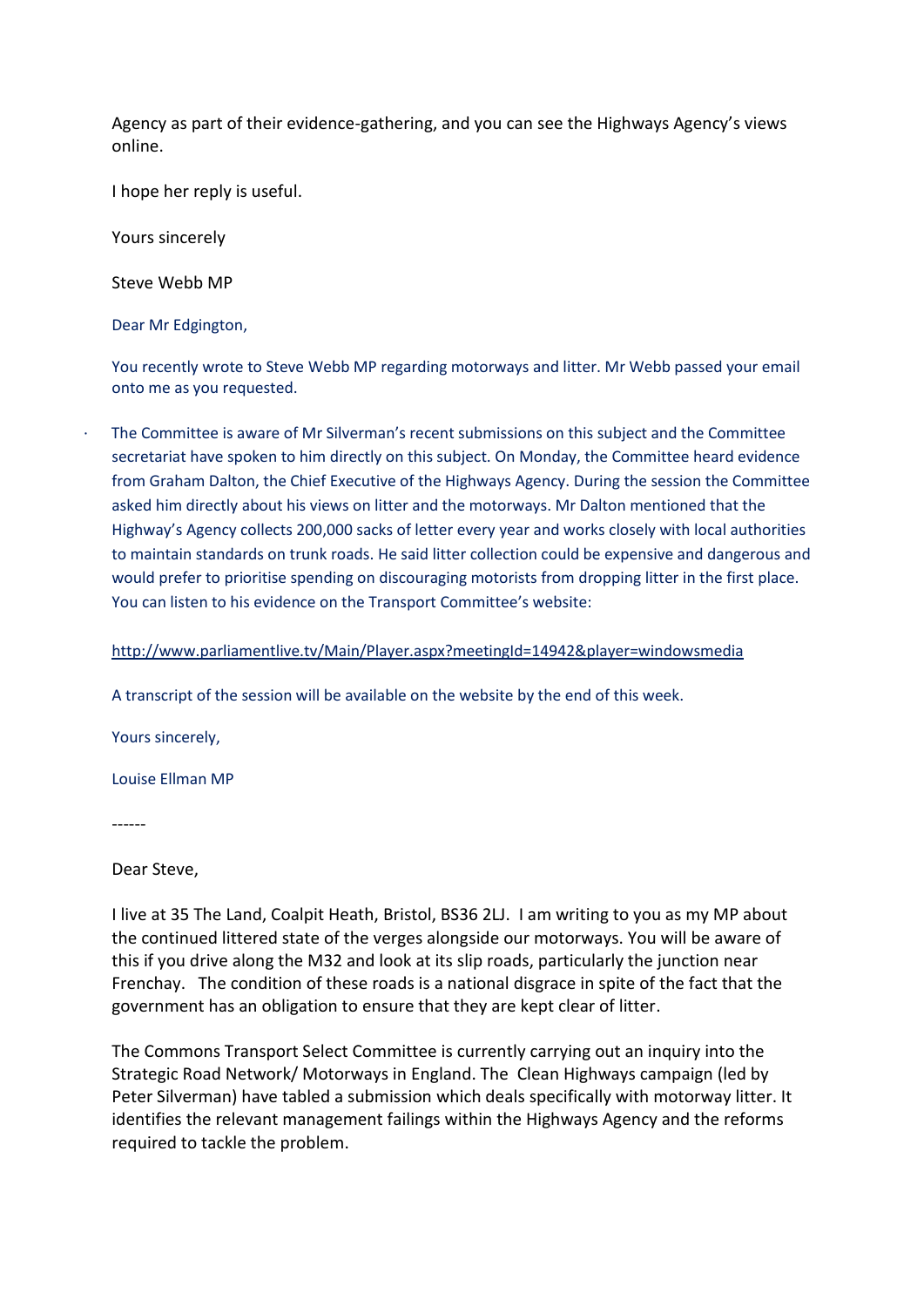Agency as part of their evidence-gathering, and you can see the Highways Agency's views online.

I hope her reply is useful.

Yours sincerely

Steve Webb MP

Dear Mr Edgington,

You recently wrote to Steve Webb MP regarding motorways and litter. Mr Webb passed your email onto me as you requested.

· The Committee is aware of Mr Silverman's recent submissions on this subject and the Committee secretariat have spoken to him directly on this subject. On Monday, the Committee heard evidence from Graham Dalton, the Chief Executive of the Highways Agency. During the session the Committee asked him directly about his views on litter and the motorways. Mr Dalton mentioned that the Highway's Agency collects 200,000 sacks of letter every year and works closely with local authorities to maintain standards on trunk roads. He said litter collection could be expensive and dangerous and would prefer to prioritise spending on discouraging motorists from dropping litter in the first place. You can listen to his evidence on the Transport Committee's website:

http://www.parliamentlive.tv/Main/Player.aspx?meetingId=14942&player=windowsmedia

A transcript of the session will be available on the website by the end of this week.

Yours sincerely,

Louise Ellman MP

------

Dear Steve,

I live at 35 The Land, Coalpit Heath, Bristol, BS36 2LJ. I am writing to you as my MP about the continued littered state of the verges alongside our motorways. You will be aware of this if you drive along the M32 and look at its slip roads, particularly the junction near Frenchay. The condition of these roads is a national disgrace in spite of the fact that the government has an obligation to ensure that they are kept clear of litter.

The Commons Transport Select Committee is currently carrying out an inquiry into the Strategic Road Network/ Motorways in England. The Clean Highways campaign (led by Peter Silverman) have tabled a submission which deals specifically with motorway litter. It identifies the relevant management failings within the Highways Agency and the reforms required to tackle the problem.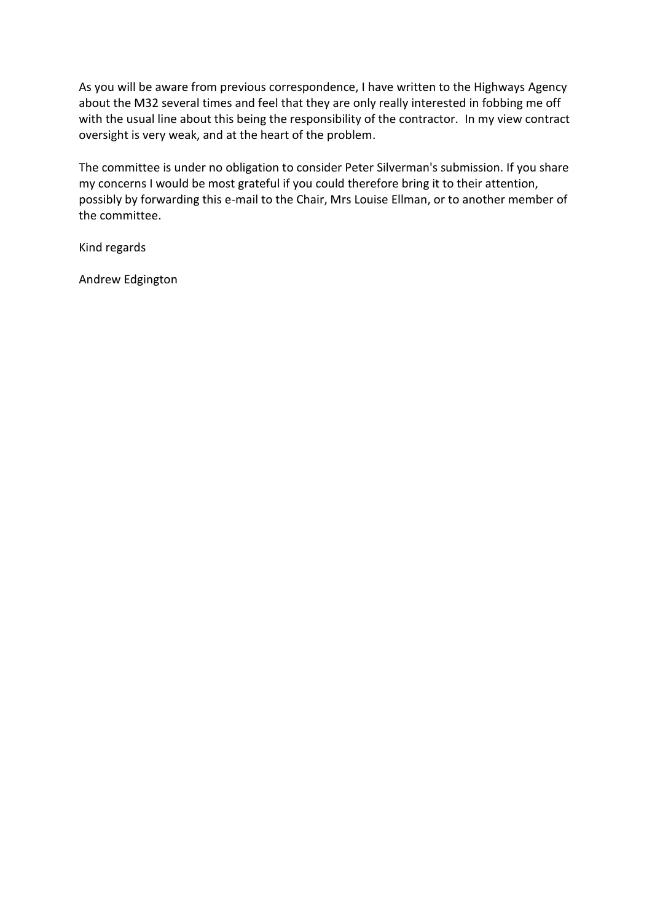As you will be aware from previous correspondence, I have written to the Highways Agency about the M32 several times and feel that they are only really interested in fobbing me off with the usual line about this being the responsibility of the contractor. In my view contract oversight is very weak, and at the heart of the problem.

The committee is under no obligation to consider Peter Silverman's submission. If you share my concerns I would be most grateful if you could therefore bring it to their attention, possibly by forwarding this e-mail to the Chair, Mrs Louise Ellman, or to another member of the committee.

Kind regards

Andrew Edgington